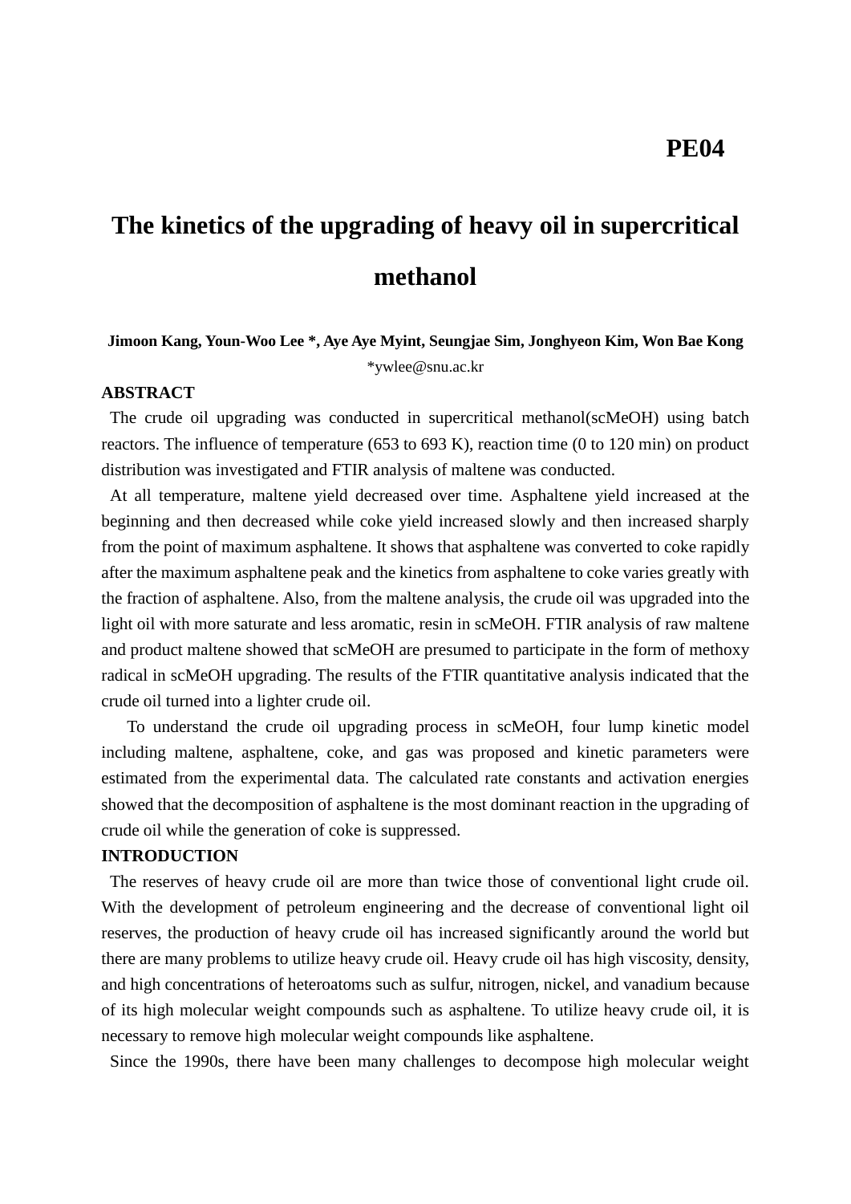**PE04**

# The kinetics of the upgrading of heavy oil in supercritical methanol

**Jimoon Kang, Youn-Woo Lee \*, Aye Aye Myint, Seungjae Sim, Jonghyeon Kim, Won Bae Kong**

*ywlee@snu.ac.kr

## ABSTRACT

The crude oil upgrading was conducted in supercritical methanol(scMeOH) using batch reactors. The influence of temperature (653 to 693 K), reaction time (0 to 120 min) on product distribution was investigated and FTIR analysis of maltene was conducted.

At all temperature, maltene yield decreased over time. Asphaltene yield increased at the beginning and then decreased while coke yield increased slowly and then increased sharply from the point of maximum asphaltene. It shows that asphaltene was converted to coke rapidly after the maximum asphaltene peak and the kinetics from asphaltene to coke varies greatly with the fraction of asphaltene. Also, from the maltene analysis, the crude oil was upgraded into the light oil with more saturate and less aromatic, resin in scMeOH. FTIR analysis of raw maltene and product maltene showed that scMeOH are presumed to participate in the form of methoxy radical in scMeOH upgrading. The results of the FTIR quantitative analysis indicated that the crude oil turned into a lighter crude oil.

To understand the crude oil upgrading process in scMeOH, four lump kinetic model including maltene, asphaltene, coke, and gas was proposed and kinetic parameters were estimated from the experimental data. The calculated rate constants and activation energies showed that the decomposition of asphaltene is the most dominant reaction in the upgrading of crude oil while the generation of coke is suppressed.

## INTRODUCTION

The reserves of heavy crude oil are more than twice those of conventional light crude oil. With the development of petroleum engineering and the decrease of conventional light oil reserves, the production of heavy crude oil has increased significantly around the world but there are many problems to utilize heavy crude oil. Heavy crude oil has high viscosity, density, and high concentrations of heteroatoms such as sulfur, nitrogen, nickel, and vanadium because of its high molecular weight compounds such as asphaltene. To utilize heavy crude oil, it is necessary to remove high molecular weight compounds like asphaltene.

Since the 1990s, there have been many challenges to decompose high molecular weight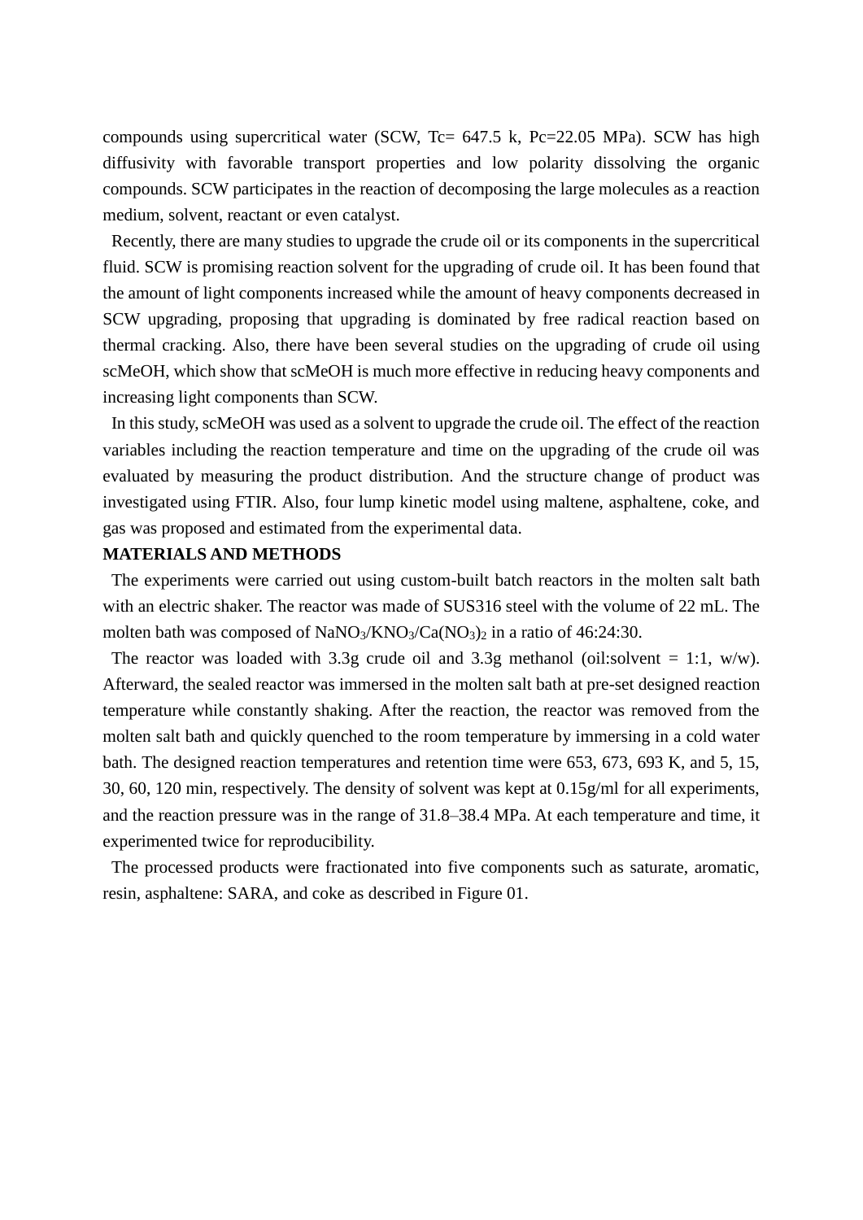compounds using supercritical water (SCW, Tc= 647.5 k, Pc=22.05 MPa). SCW has high diffusivity with favorable transport properties and low polarity dissolving the organic compounds. SCW participates in the reaction of decomposing the large molecules as a reaction medium, solvent, reactant or even catalyst.

Recently, there are many studies to upgrade the crude oil or its components in the supercritical fluid. SCW is promising reaction solvent for the upgrading of crude oil. It has been found that the amount of light components increased while the amount of heavy components decreased in SCW upgrading, proposing that upgrading is dominated by free radical reaction based on thermal cracking. Also, there have been several studies on the upgrading of crude oil using scMeOH, which show that scMeOH is much more effective in reducing heavy components and increasing light components than SCW.

In this study, scMeOH was used as a solvent to upgrade the crude oil. The effect of the reaction variables including the reaction temperature and time on the upgrading of the crude oil was evaluated by measuring the product distribution. And the structure change of product was investigated using FTIR. Also, four lump kinetic model using maltene, asphaltene, coke, and gas was proposed and estimated from the experimental data.

**MATERIALS AND METHODS**

The experiments were carried out using custom-built batch reactors in the molten salt bath with an electric shaker. The reactor was made of SUS316 steel with the volume of 22 mL. The molten bath was composed of $NaNO_3/KNO_3/Ca(NO_3)_2$ in a ratio of 46:24:30.

The reactor was loaded with 3.3g crude oil and 3.3g methanol (oil:solvent = 1:1, w/w). Afterward, the sealed reactor was immersed in the molten salt bath at pre-set designed reaction temperature while constantly shaking. After the reaction, the reactor was removed from the molten salt bath and quickly quenched to the room temperature by immersing in a cold water bath. The designed reaction temperatures and retention time were 653, 673, 693 K, and 5, 15, 30, 60, 120 min, respectively. The density of solvent was kept at 0.15g/ml for all experiments, and the reaction pressure was in the range of 31.8–38.4 MPa. At each temperature and time, it experimented twice for reproducibility.

The processed products were fractionated into five components such as saturate, aromatic, resin, asphaltene: SARA, and coke as described in Figure 01.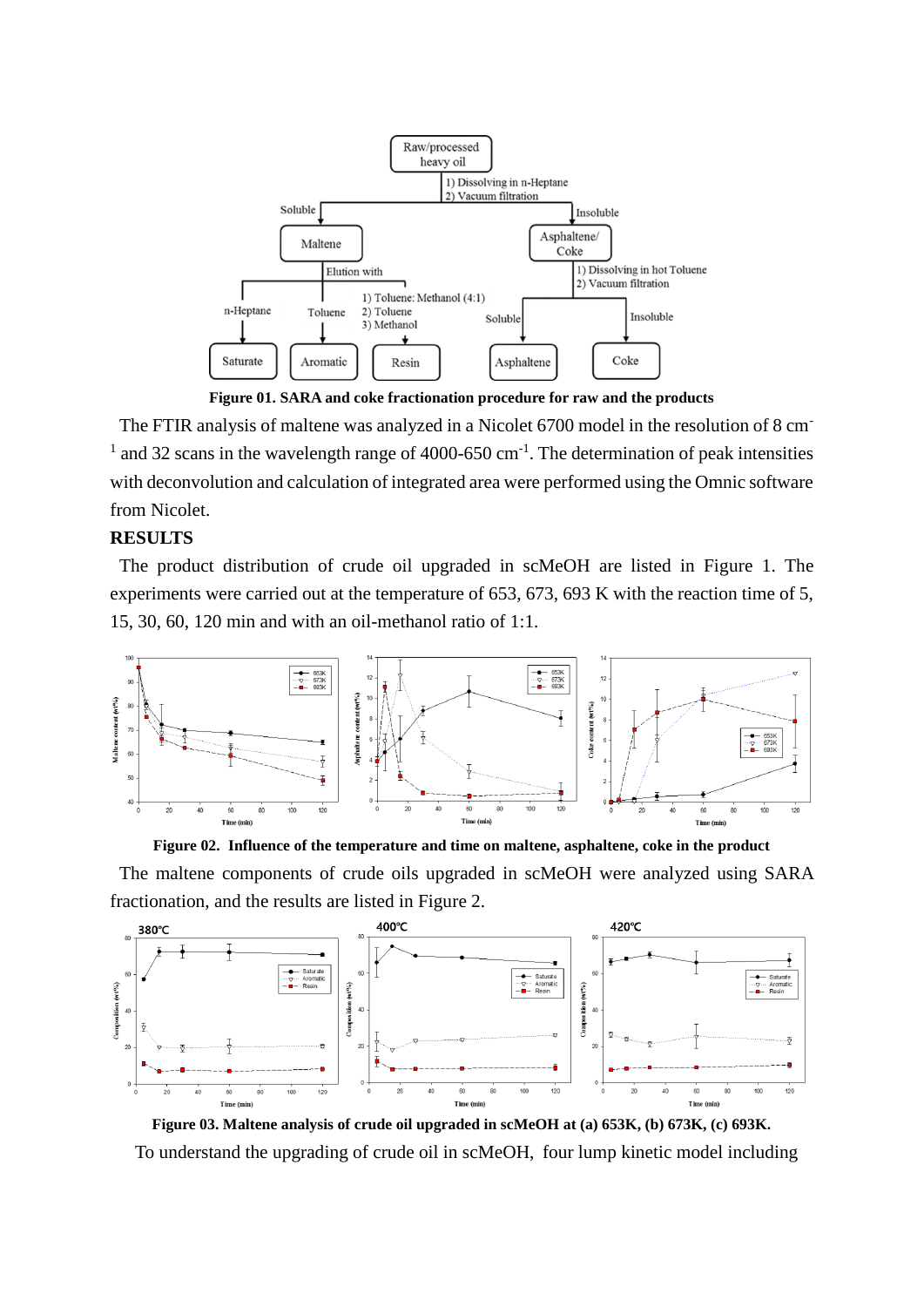**Figure 01. SARA and coke fractionation procedure for raw and the products**

The FTIR analysis of maltene was analyzed in a Nicolet 6700 model in the resolution of 8 $cm^{-1}$ and 32 scans in the wavelength range of 4000-650 $cm^{-1}$. The determination of peak intensities with deconvolution and calculation of integrated area were performed using the Omnic software from Nicolet.

## RESULTS

The product distribution of crude oil upgraded in scMeOH are listed in Figure 1. The experiments were carried out at the temperature of 653, 673, 693 K with the reaction time of 5, 15, 30, 60, 120 min and with an oil-methanol ratio of 1:1.

**Figure 02. Influence of the temperature and time on maltene, asphaltene, coke in the product**

The maltene components of crude oils upgraded in scMeOH were analyzed using SARA fractionation, and the results are listed in Figure 2.

**Figure 03. Maltene analysis of crude oil upgraded in scMeOH at (a) 653K, (b) 673K, (c) 693K.**

To understand the upgrading of crude oil in scMeOH, four lump kinetic model including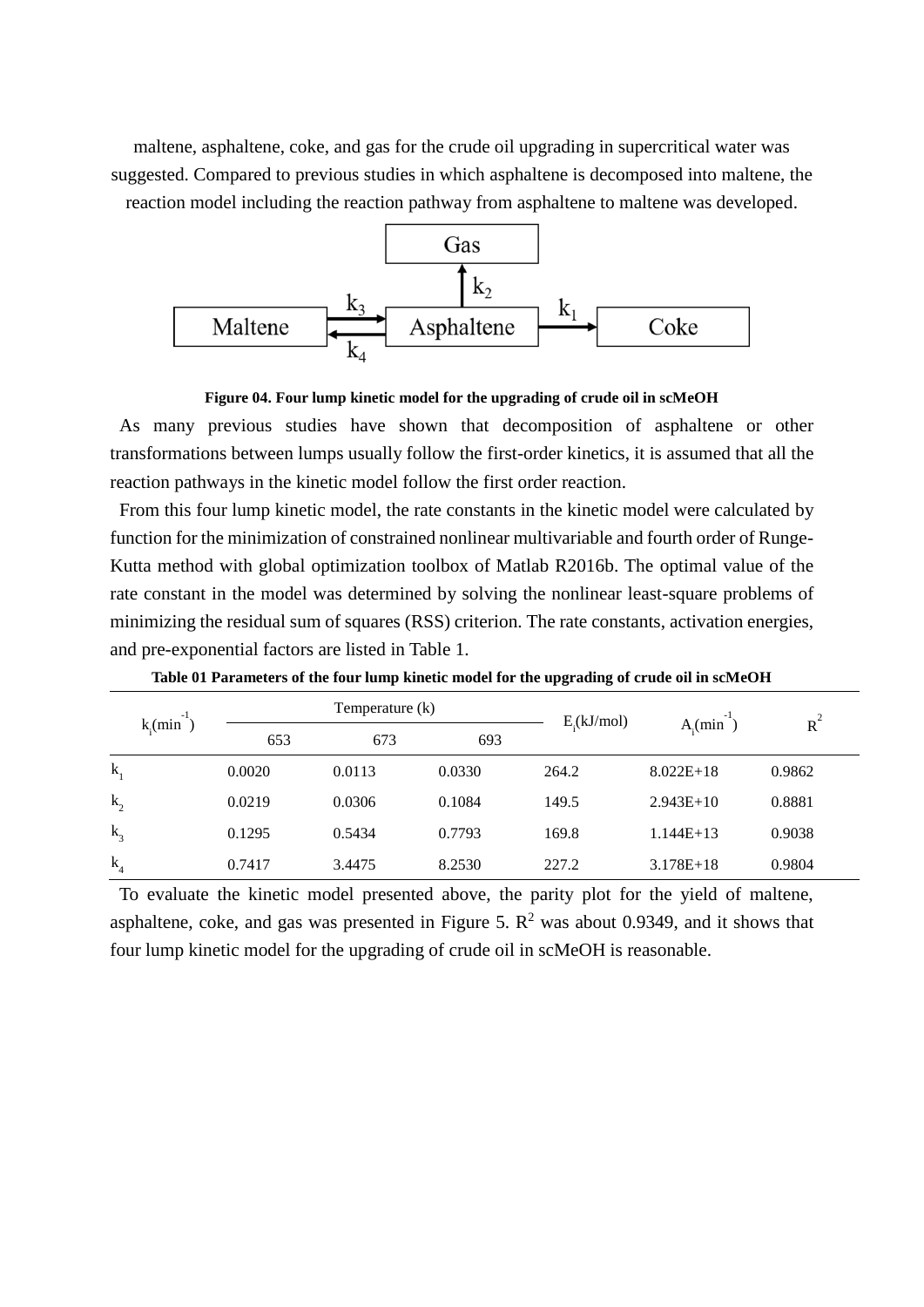maltene, asphaltene, coke, and gas for the crude oil upgrading in supercritical water was suggested. Compared to previous studies in which asphaltene is decomposed into maltene, the reaction model including the reaction pathway from asphaltene to maltene was developed.

**Figure 04. Four lump kinetic model for the upgrading of crude oil in scMeOH**

As many previous studies have shown that decomposition of asphaltene or other transformations between lumps usually follow the first-order kinetics, it is assumed that all the reaction pathways in the kinetic model follow the first order reaction.

From this four lump kinetic model, the rate constants in the kinetic model were calculated by function for the minimization of constrained nonlinear multivariable and fourth order of Runge-Kutta method with global optimization toolbox of Matlab R2016b. The optimal value of the rate constant in the model was determined by solving the nonlinear least-square problems of minimizing the residual sum of squares (RSS) criterion. The rate constants, activation energies, and pre-exponential factors are listed in Table 1.

**Table 01 Parameters of the four lump kinetic model for the upgrading of crude oil in scMeOH**

| $k_i$(min$^{-1}$) | Temperature (k) | | | $E_i$(kJ/mol) | $A_i$(min$^{-1}$) | $R^2$ |
|---|---|---|---|---|---|---|
| | 653 | 673 | 693 | | | |
| $k_1$ | 0.0020 | 0.0113 | 0.0330 | 264.2 | 8.022E+18 | 0.9862 |
| $k_2$ | 0.0219 | 0.0306 | 0.1084 | 149.5 | 2.943E+10 | 0.8881 |
| $k_3$ | 0.1295 | 0.5434 | 0.7793 | 169.8 | 1.144E+13 | 0.9038 |
| $k_4$ | 0.7417 | 3.4475 | 8.2530 | 227.2 | 3.178E+18 | 0.9804 |

To evaluate the kinetic model presented above, the parity plot for the yield of maltene, asphaltene, coke, and gas was presented in Figure 5. $R^2$ was about 0.9349, and it shows that four lump kinetic model for the upgrading of crude oil in scMeOH is reasonable.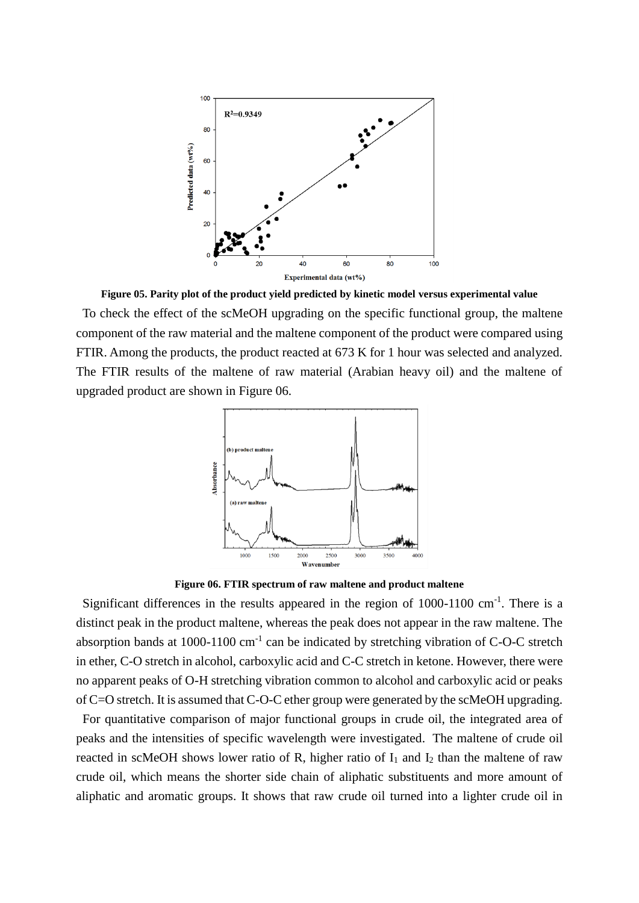**Figure 05. Parity plot of the product yield predicted by kinetic model versus experimental value**

To check the effect of the scMeOH upgrading on the specific functional group, the maltene component of the raw material and the maltene component of the product were compared using FTIR. Among the products, the product reacted at 673 K for 1 hour was selected and analyzed. The FTIR results of the maltene of raw material (Arabian heavy oil) and the maltene of upgraded product are shown in Figure 06.

**Figure 06. FTIR spectrum of raw maltene and product maltene**

Significant differences in the results appeared in the region of 1000-1100 $cm^{-1}$. There is a distinct peak in the product maltene, whereas the peak does not appear in the raw maltene. The absorption bands at 1000-1100 $cm^{-1}$ can be indicated by stretching vibration of C-O-C stretch in ether, C-O stretch in alcohol, carboxylic acid and C-C stretch in ketone. However, there were no apparent peaks of O-H stretching vibration common to alcohol and carboxylic acid or peaks of C=O stretch. It is assumed that C-O-C ether group were generated by the scMeOH upgrading.

For quantitative comparison of major functional groups in crude oil, the integrated area of peaks and the intensities of specific wavelength were investigated. The maltene of crude oil reacted in scMeOH shows lower ratio of R, higher ratio of $I_1$ and $I_2$ than the maltene of raw crude oil, which means the shorter side chain of aliphatic substituents and more amount of aliphatic and aromatic groups. It shows that raw crude oil turned into a lighter crude oil in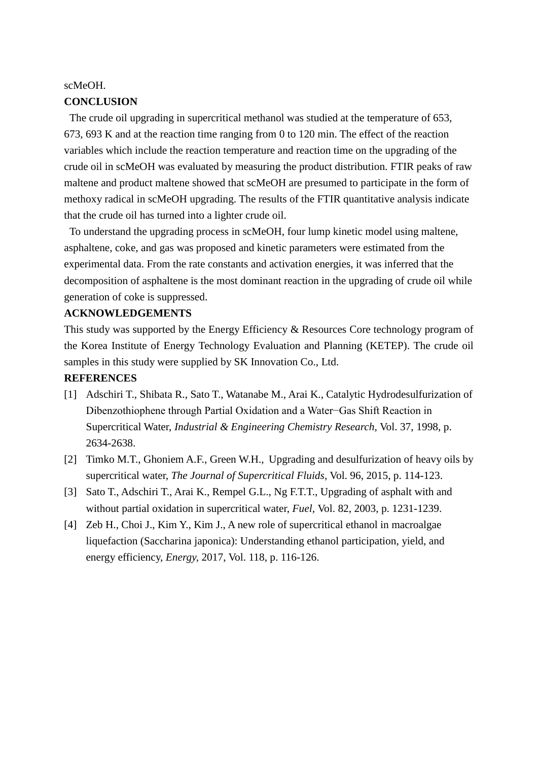scMeOH.

## CONCLUSION

The crude oil upgrading in supercritical methanol was studied at the temperature of 653, 673, 693 K and at the reaction time ranging from 0 to 120 min. The effect of the reaction variables which include the reaction temperature and reaction time on the upgrading of the crude oil in scMeOH was evaluated by measuring the product distribution. FTIR peaks of raw maltene and product maltene showed that scMeOH are presumed to participate in the form of methoxy radical in scMeOH upgrading. The results of the FTIR quantitative analysis indicate that the crude oil has turned into a lighter crude oil.

To understand the upgrading process in scMeOH, four lump kinetic model using maltene, asphaltene, coke, and gas was proposed and kinetic parameters were estimated from the experimental data. From the rate constants and activation energies, it was inferred that the decomposition of asphaltene is the most dominant reaction in the upgrading of crude oil while generation of coke is suppressed.

## ACKNOWLEDGEMENTS

This study was supported by the Energy Efficiency & Resources Core technology program of the Korea Institute of Energy Technology Evaluation and Planning (KETEP). The crude oil samples in this study were supplied by SK Innovation Co., Ltd.

## REFERENCES

[1] Adschiri T., Shibata R., Sato T., Watanabe M., Arai K., Catalytic Hydrodesulfurization of Dibenzothiophene through Partial Oxidation and a Water−Gas Shift Reaction in Supercritical Water, *Industrial & Engineering Chemistry Research*, Vol. 37, 1998, p. 2634-2638.

[2] Timko M.T., Ghoniem A.F., Green W.H., Upgrading and desulfurization of heavy oils by supercritical water, *The Journal of Supercritical Fluids*, Vol. 96, 2015, p. 114-123.

[3] Sato T., Adschiri T., Arai K., Rempel G.L., Ng F.T.T., Upgrading of asphalt with and without partial oxidation in supercritical water, *Fuel*, Vol. 82, 2003, p. 1231-1239.

[4] Zeb H., Choi J., Kim Y., Kim J., A new role of supercritical ethanol in macroalgae liquefaction (Saccharina japonica): Understanding ethanol participation, yield, and energy efficiency, *Energy*, 2017, Vol. 118, p. 116-126.